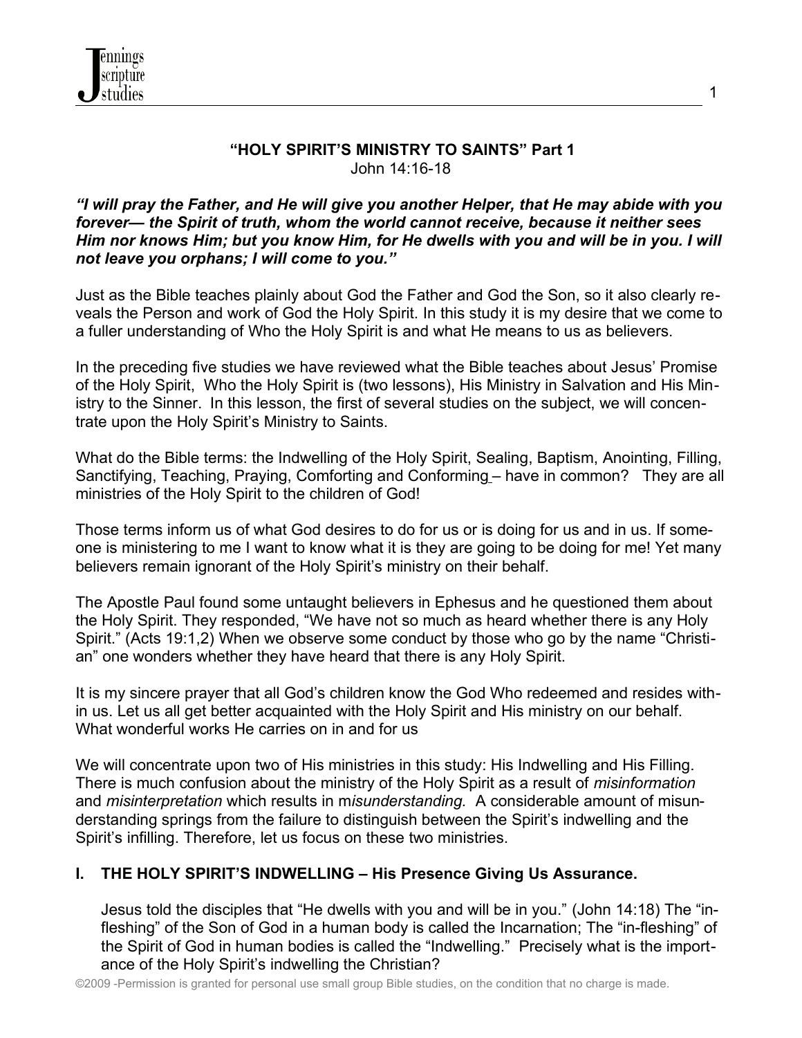## "HOLY SPIRIT'S MINISTRY TO SAINTS" Part 1

John 14:16-18

***"I will pray the Father, and He will give you another Helper, that He may abide with you forever— the Spirit of truth, whom the world cannot receive, because it neither sees Him nor knows Him; but you know Him, for He dwells with you and will be in you. I will not leave you orphans; I will come to you."***

Just as the Bible teaches plainly about God the Father and God the Son, so it also clearly reveals the Person and work of God the Holy Spirit. In this study it is my desire that we come to a fuller understanding of Who the Holy Spirit is and what He means to us as believers.

In the preceding five studies we have reviewed what the Bible teaches about Jesus' Promise of the Holy Spirit, Who the Holy Spirit is (two lessons), His Ministry in Salvation and His Ministry to the Sinner. In this lesson, the first of several studies on the subject, we will concentrate upon the Holy Spirit's Ministry to Saints.

What do the Bible terms: the Indwelling of the Holy Spirit, Sealing, Baptism, Anointing, Filling, Sanctifying, Teaching, Praying, Comforting and Conforming – have in common? They are all ministries of the Holy Spirit to the children of God!

Those terms inform us of what God desires to do for us or is doing for us and in us. If someone is ministering to me I want to know what it is they are going to be doing for me! Yet many believers remain ignorant of the Holy Spirit's ministry on their behalf.

The Apostle Paul found some untaught believers in Ephesus and he questioned them about the Holy Spirit. They responded, "We have not so much as heard whether there is any Holy Spirit." (Acts 19:1,2) When we observe some conduct by those who go by the name "Christian" one wonders whether they have heard that there is any Holy Spirit.

It is my sincere prayer that all God's children know the God Who redeemed and resides within us. Let us all get better acquainted with the Holy Spirit and His ministry on our behalf. What wonderful works He carries on in and for us

We will concentrate upon two of His ministries in this study: His Indwelling and His Filling. There is much confusion about the ministry of the Holy Spirit as a result of *misinformation* and *misinterpretation* which results in m*isunderstanding.* A considerable amount of misunderstanding springs from the failure to distinguish between the Spirit's indwelling and the Spirit's infilling. Therefore, let us focus on these two ministries.

### I. THE HOLY SPIRIT'S INDWELLING – His Presence Giving Us Assurance.

Jesus told the disciples that "He dwells with you and will be in you." (John 14:18) The "in-fleshing" of the Son of God in a human body is called the Incarnation; The "in-fleshing" of the Spirit of God in human bodies is called the "Indwelling." Precisely what is the importance of the Holy Spirit's indwelling the Christian?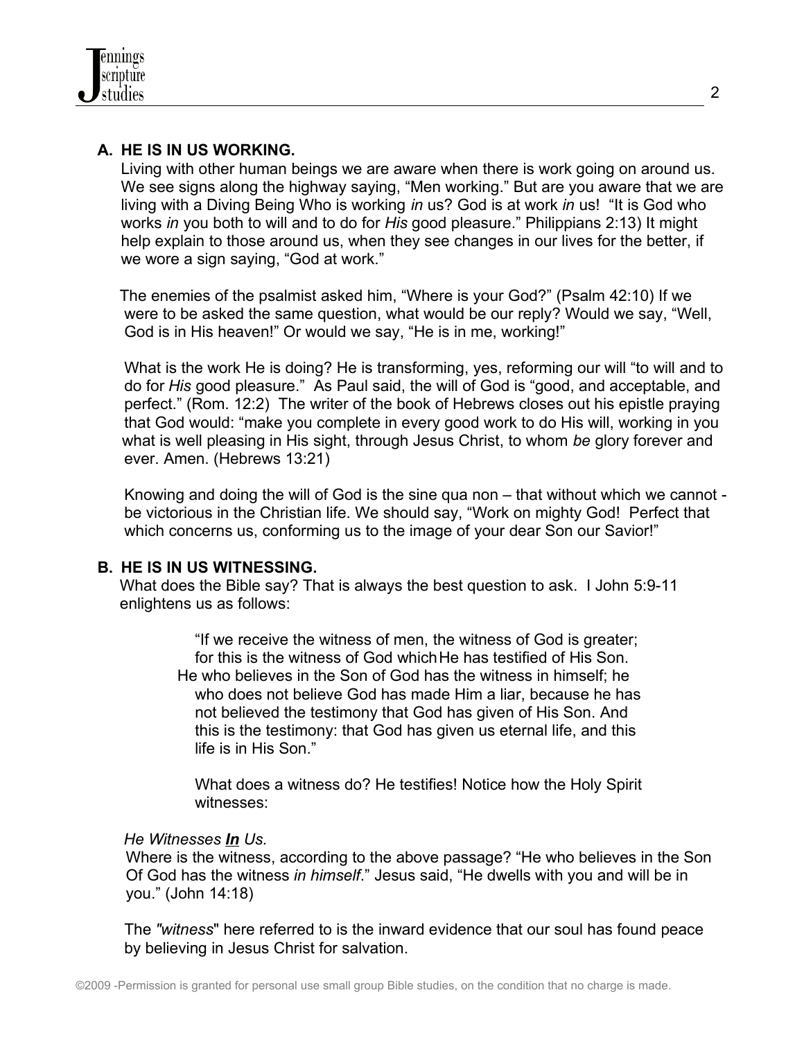## A. HE IS IN US WORKING.

Living with other human beings we are aware when there is work going on around us. We see signs along the highway saying, "Men working." But are you aware that we are living with a Diving Being Who is working *in* us? God is at work *in* us! "It is God who works *in* you both to will and to do for *His* good pleasure." Philippians 2:13) It might help explain to those around us, when they see changes in our lives for the better, if we wore a sign saying, "God at work."

The enemies of the psalmist asked him, "Where is your God?" (Psalm 42:10) If we were to be asked the same question, what would be our reply? Would we say, "Well, God is in His heaven!" Or would we say, "He is in me, working!"

What is the work He is doing? He is transforming, yes, reforming our will "to will and to do for *His* good pleasure." As Paul said, the will of God is "good, and acceptable, and perfect." (Rom. 12:2) The writer of the book of Hebrews closes out his epistle praying that God would: "make you complete in every good work to do His will, working in you what is well pleasing in His sight, through Jesus Christ, to whom *be* glory forever and ever. Amen. (Hebrews 13:21)

Knowing and doing the will of God is the sine qua non – that without which we cannot - be victorious in the Christian life. We should say, "Work on mighty God! Perfect that which concerns us, conforming us to the image of your dear Son our Savior!"

## B. HE IS IN US WITNESSING.

What does the Bible say? That is always the best question to ask. I John 5:9-11 enlightens us as follows:

> "If we receive the witness of men, the witness of God is greater; for this is the witness of God which He has testified of His Son. He who believes in the Son of God has the witness in himself; he who does not believe God has made Him a liar, because he has not believed the testimony that God has given of His Son. And this is the testimony: that God has given us eternal life, and this life is in His Son."
>
> What does a witness do? He testifies! Notice how the Holy Spirit witnesses:

*He Witnesses **In** Us.*

Where is the witness, according to the above passage? "He who believes in the Son Of God has the witness *in himself*." Jesus said, "He dwells with you and will be in you." (John 14:18)

The *"witness"* here referred to is the inward evidence that our soul has found peace by believing in Jesus Christ for salvation.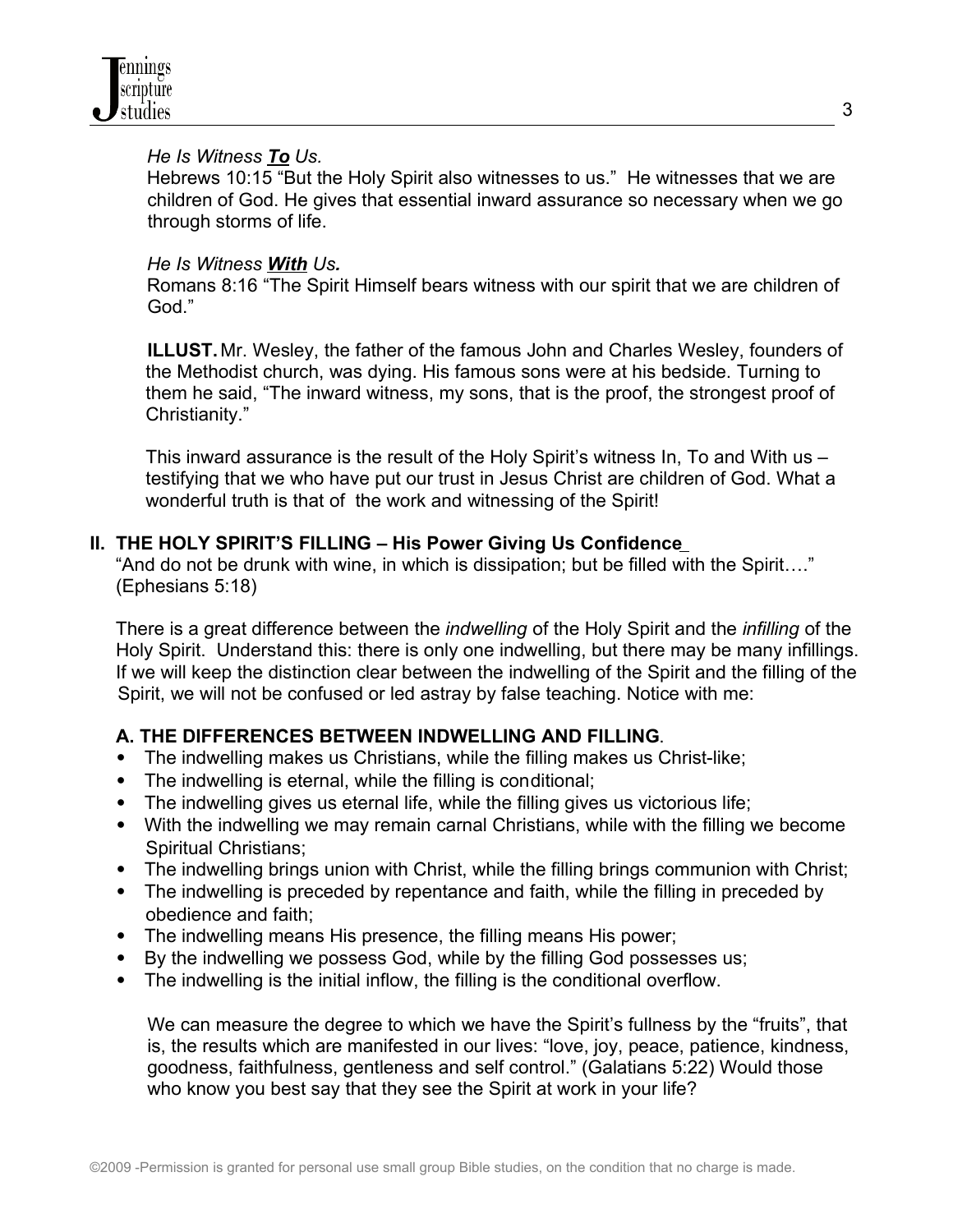*He Is Witness **To** Us.*

Hebrews 10:15 "But the Holy Spirit also witnesses to us." He witnesses that we are children of God. He gives that essential inward assurance so necessary when we go through storms of life.

*He Is Witness **With** Us.*

Romans 8:16 "The Spirit Himself bears witness with our spirit that we are children of God."

**ILLUST.** Mr. Wesley, the father of the famous John and Charles Wesley, founders of the Methodist church, was dying. His famous sons were at his bedside. Turning to them he said, "The inward witness, my sons, that is the proof, the strongest proof of Christianity."

This inward assurance is the result of the Holy Spirit's witness In, To and With us – testifying that we who have put our trust in Jesus Christ are children of God. What a wonderful truth is that of the work and witnessing of the Spirit!

## II. THE HOLY SPIRIT'S FILLING – His Power Giving Us Confidence

"And do not be drunk with wine, in which is dissipation; but be filled with the Spirit…." (Ephesians 5:18)

There is a great difference between the *indwelling* of the Holy Spirit and the *infilling* of the Holy Spirit. Understand this: there is only one indwelling, but there may be many infillings. If we will keep the distinction clear between the indwelling of the Spirit and the filling of the Spirit, we will not be confused or led astray by false teaching. Notice with me:

### A. THE DIFFERENCES BETWEEN INDWELLING AND FILLING.

- The indwelling makes us Christians, while the filling makes us Christ-like;
- The indwelling is eternal, while the filling is conditional;
- The indwelling gives us eternal life, while the filling gives us victorious life;
- With the indwelling we may remain carnal Christians, while with the filling we become Spiritual Christians;
- The indwelling brings union with Christ, while the filling brings communion with Christ;
- The indwelling is preceded by repentance and faith, while the filling in preceded by obedience and faith;
- The indwelling means His presence, the filling means His power;
- By the indwelling we possess God, while by the filling God possesses us;
- The indwelling is the initial inflow, the filling is the conditional overflow.

We can measure the degree to which we have the Spirit's fullness by the "fruits", that is, the results which are manifested in our lives: "love, joy, peace, patience, kindness, goodness, faithfulness, gentleness and self control." (Galatians 5:22) Would those who know you best say that they see the Spirit at work in your life?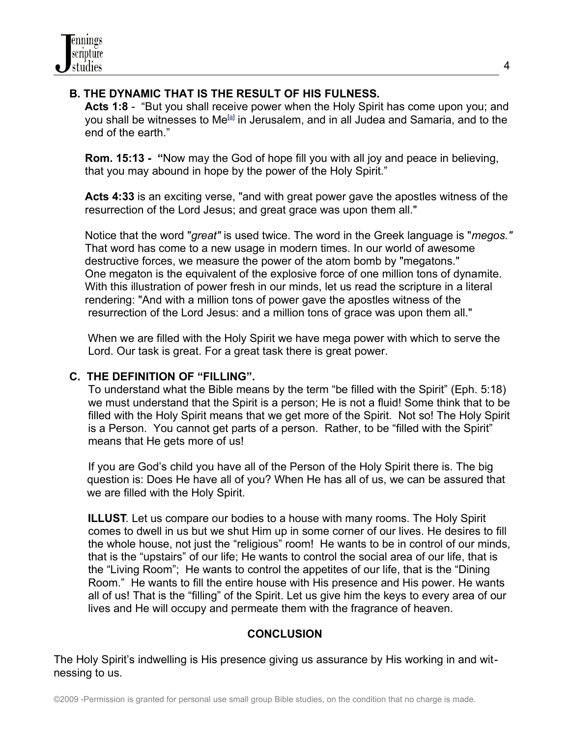### B. THE DYNAMIC THAT IS THE RESULT OF HIS FULNESS.

**Acts 1:8** - "But you shall receive power when the Holy Spirit has come upon you; and you shall be witnesses to Me[a] in Jerusalem, and in all Judea and Samaria, and to the end of the earth."

**Rom. 15:13 - "**Now may the God of hope fill you with all joy and peace in believing, that you may abound in hope by the power of the Holy Spirit."

**Acts 4:33** is an exciting verse, "and with great power gave the apostles witness of the resurrection of the Lord Jesus; and great grace was upon them all."

Notice that the word "*great"* is used twice. The word in the Greek language is "*megos."* That word has come to a new usage in modern times. In our world of awesome destructive forces, we measure the power of the atom bomb by "megatons." One megaton is the equivalent of the explosive force of one million tons of dynamite. With this illustration of power fresh in our minds, let us read the scripture in a literal rendering: "And with a million tons of power gave the apostles witness of the resurrection of the Lord Jesus: and a million tons of grace was upon them all."

When we are filled with the Holy Spirit we have mega power with which to serve the Lord. Our task is great. For a great task there is great power.

### C. THE DEFINITION OF "FILLING".

To understand what the Bible means by the term "be filled with the Spirit" (Eph. 5:18) we must understand that the Spirit is a person; He is not a fluid! Some think that to be filled with the Holy Spirit means that we get more of the Spirit. Not so! The Holy Spirit is a Person. You cannot get parts of a person. Rather, to be "filled with the Spirit" means that He gets more of us!

If you are God's child you have all of the Person of the Holy Spirit there is. The big question is: Does He have all of you? When He has all of us, we can be assured that we are filled with the Holy Spirit.

**ILLUST**. Let us compare our bodies to a house with many rooms. The Holy Spirit comes to dwell in us but we shut Him up in some corner of our lives. He desires to fill the whole house, not just the "religious" room! He wants to be in control of our minds, that is the "upstairs" of our life; He wants to control the social area of our life, that is the "Living Room"; He wants to control the appetites of our life, that is the "Dining Room." He wants to fill the entire house with His presence and His power. He wants all of us! That is the "filling" of the Spirit. Let us give him the keys to every area of our lives and He will occupy and permeate them with the fragrance of heaven.

## CONCLUSION

The Holy Spirit's indwelling is His presence giving us assurance by His working in and witnessing to us.

©2009 -Permission is granted for personal use small group Bible studies, on the condition that no charge is made.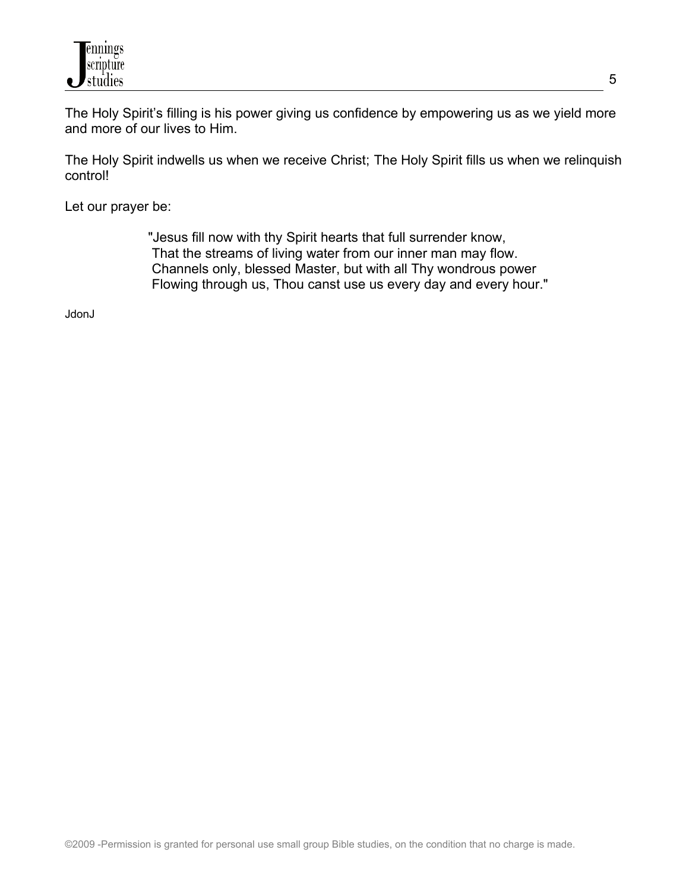The Holy Spirit's filling is his power giving us confidence by empowering us as we yield more and more of our lives to Him.

The Holy Spirit indwells us when we receive Christ; The Holy Spirit fills us when we relinquish control!

Let our prayer be:

> "Jesus fill now with thy Spirit hearts that full surrender know,
> That the streams of living water from our inner man may flow.
> Channels only, blessed Master, but with all Thy wondrous power
> Flowing through us, Thou canst use us every day and every hour."

JdonJ

©2009 -Permission is granted for personal use small group Bible studies, on the condition that no charge is made.